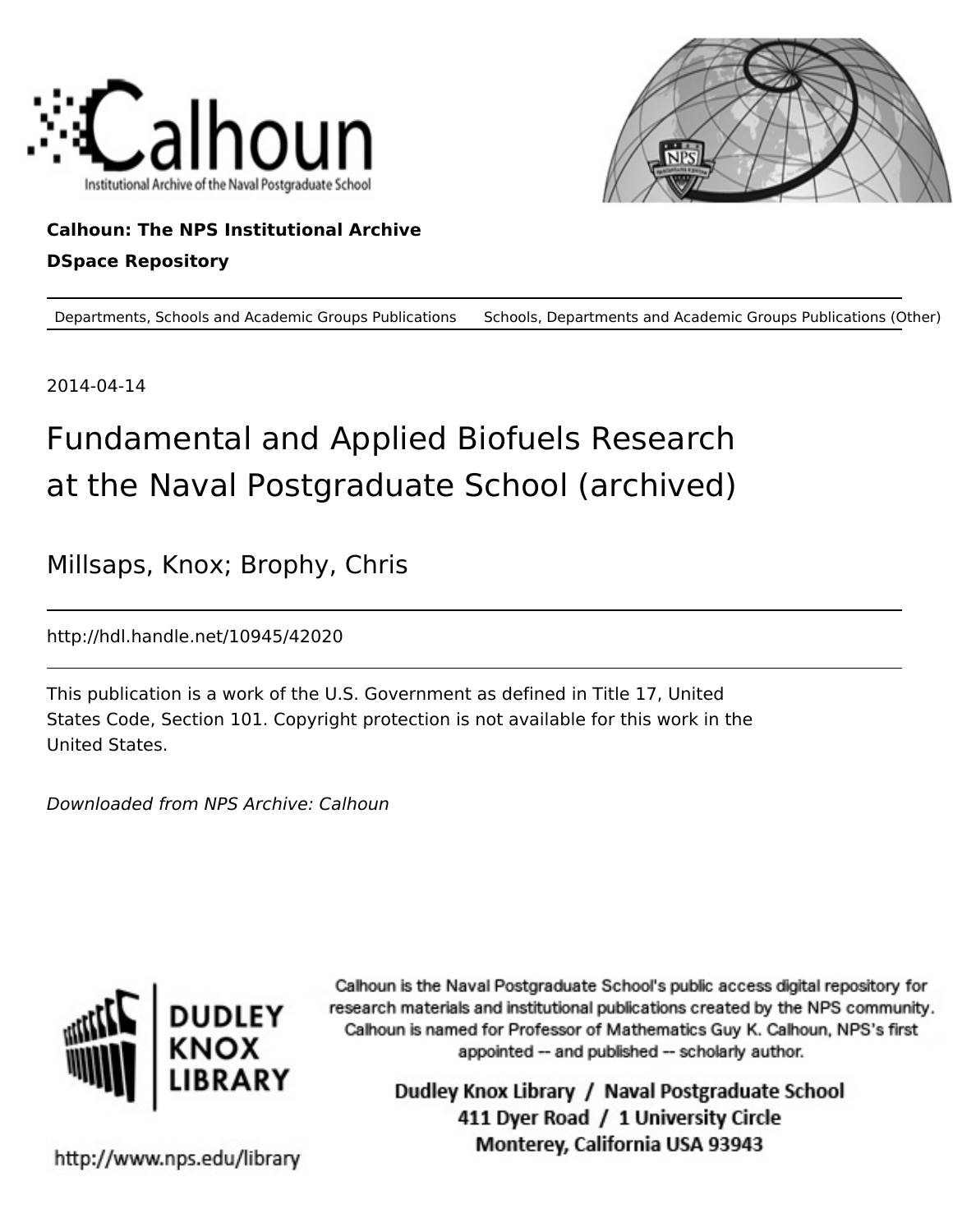Calhoun: The NPS Institutional Archive

DSpace Repository

Departments, Schools and Academic Groups Publications    Schools, Departments and Academic Groups Publications (Other)

2014-04-14

# Fundamental and Applied Biofuels Research at the Naval Postgraduate School (archived)

Millsaps, Knox; Brophy, Chris

http://hdl.handle.net/10945/42020

This publication is a work of the U.S. Government as defined in Title 17, United States Code, Section 101. Copyright protection is not available for this work in the United States.

*Downloaded from NPS Archive: Calhoun*

Calhoun is the Naval Postgraduate School's public access digital repository for research materials and institutional publications created by the NPS community. Calhoun is named for Professor of Mathematics Guy K. Calhoun, NPS's first appointed -- and published -- scholarly author.

Dudley Knox Library / Naval Postgraduate School
411 Dyer Road / 1 University Circle
Monterey, California USA 93943

http://www.nps.edu/library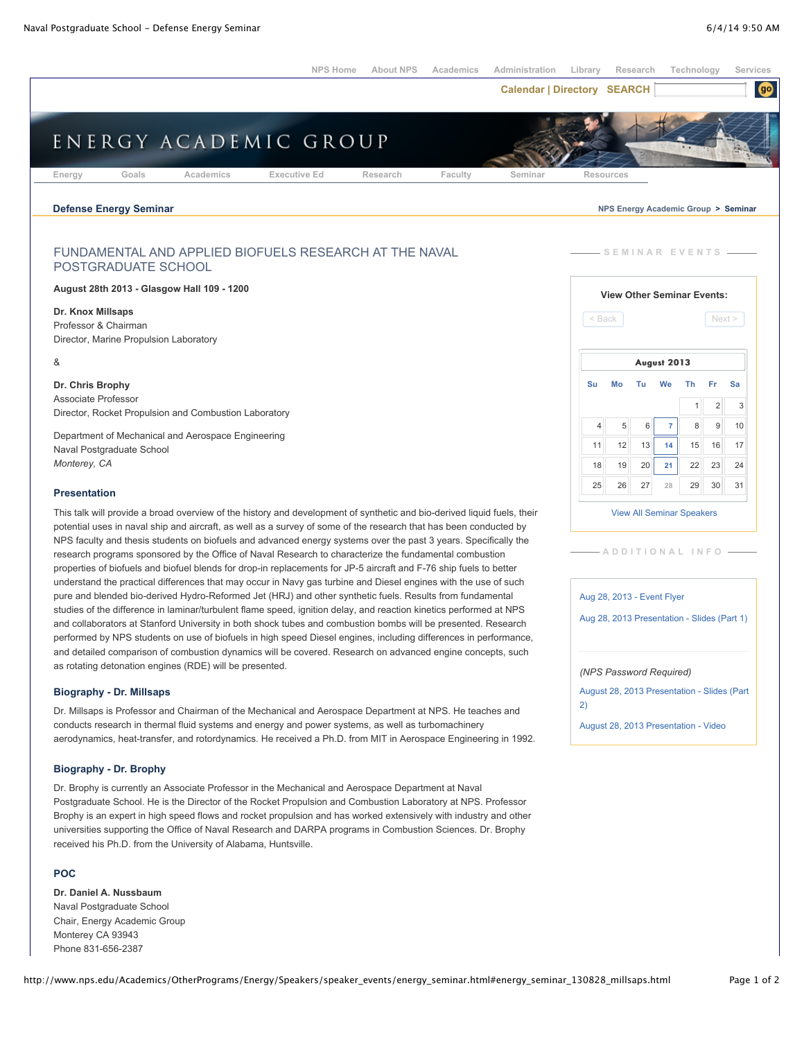NPS Home About NPS Academics Administration Library Research Technology Services

Calendar | Directory SEARCH

# ENERGY ACADEMIC GROUP

Energy Goals Academics Executive Ed Research Faculty Seminar Resources

**Defense Energy Seminar**

NPS Energy Academic Group > **Seminar**

## FUNDAMENTAL AND APPLIED BIOFUELS RESEARCH AT THE NAVAL POSTGRADUATE SCHOOL

**August 28th 2013 - Glasgow Hall 109 - 1200**

**Dr. Knox Millsaps**
Professor & Chairman
Director, Marine Propulsion Laboratory

&

**Dr. Chris Brophy**
Associate Professor
Director, Rocket Propulsion and Combustion Laboratory

Department of Mechanical and Aerospace Engineering
Naval Postgraduate School
*Monterey, CA*

### Presentation

This talk will provide a broad overview of the history and development of synthetic and bio-derived liquid fuels, their potential uses in naval ship and aircraft, as well as a survey of some of the research that has been conducted by NPS faculty and thesis students on biofuels and advanced energy systems over the past 3 years. Specifically the research programs sponsored by the Office of Naval Research to characterize the fundamental combustion properties of biofuels and biofuel blends for drop-in replacements for JP-5 aircraft and F-76 ship fuels to better understand the practical differences that may occur in Navy gas turbine and Diesel engines with the use of such pure and blended bio-derived Hydro-Reformed Jet (HRJ) and other synthetic fuels. Results from fundamental studies of the difference in laminar/turbulent flame speed, ignition delay, and reaction kinetics performed at NPS and collaborators at Stanford University in both shock tubes and combustion bombs will be presented. Research performed by NPS students on use of biofuels in high speed Diesel engines, including differences in performance, and detailed comparison of combustion dynamics will be covered. Research on advanced engine concepts, such as rotating detonation engines (RDE) will be presented.

### Biography - Dr. Millsaps

Dr. Millsaps is Professor and Chairman of the Mechanical and Aerospace Department at NPS. He teaches and conducts research in thermal fluid systems and energy and power systems, as well as turbomachinery aerodynamics, heat-transfer, and rotordynamics. He received a Ph.D. from MIT in Aerospace Engineering in 1992.

### Biography - Dr. Brophy

Dr. Brophy is currently an Associate Professor in the Mechanical and Aerospace Department at Naval Postgraduate School. He is the Director of the Rocket Propulsion and Combustion Laboratory at NPS. Professor Brophy is an expert in high speed flows and rocket propulsion and has worked extensively with industry and other universities supporting the Office of Naval Research and DARPA programs in Combustion Sciences. Dr. Brophy received his Ph.D. from the University of Alabama, Huntsville.

### POC

**Dr. Daniel A. Nussbaum**
Naval Postgraduate School
Chair, Energy Academic Group
Monterey CA 93943
Phone 831-656-2387

---

**SEMINAR EVENTS**

**View Other Seminar Events:**

< Back Next >

**August 2013**

| Su | Mo | Tu | We | Th | Fr | Sa |
|---|---|---|---|---|---|---|
| | | | | 1 | 2 | 3 |
| 4 | 5 | 6 | 7 | 8 | 9 | 10 |
| 11 | 12 | 13 | 14 | 15 | 16 | 17 |
| 18 | 19 | 20 | 21 | 22 | 23 | 24 |
| 25 | 26 | 27 | 28 | 29 | 30 | 31 |

View All Seminar Speakers

**ADDITIONAL INFO**

Aug 28, 2013 - Event Flyer

Aug 28, 2013 Presentation - Slides (Part 1)

*(NPS Password Required)*

August 28, 2013 Presentation - Slides (Part 2)

August 28, 2013 Presentation - Video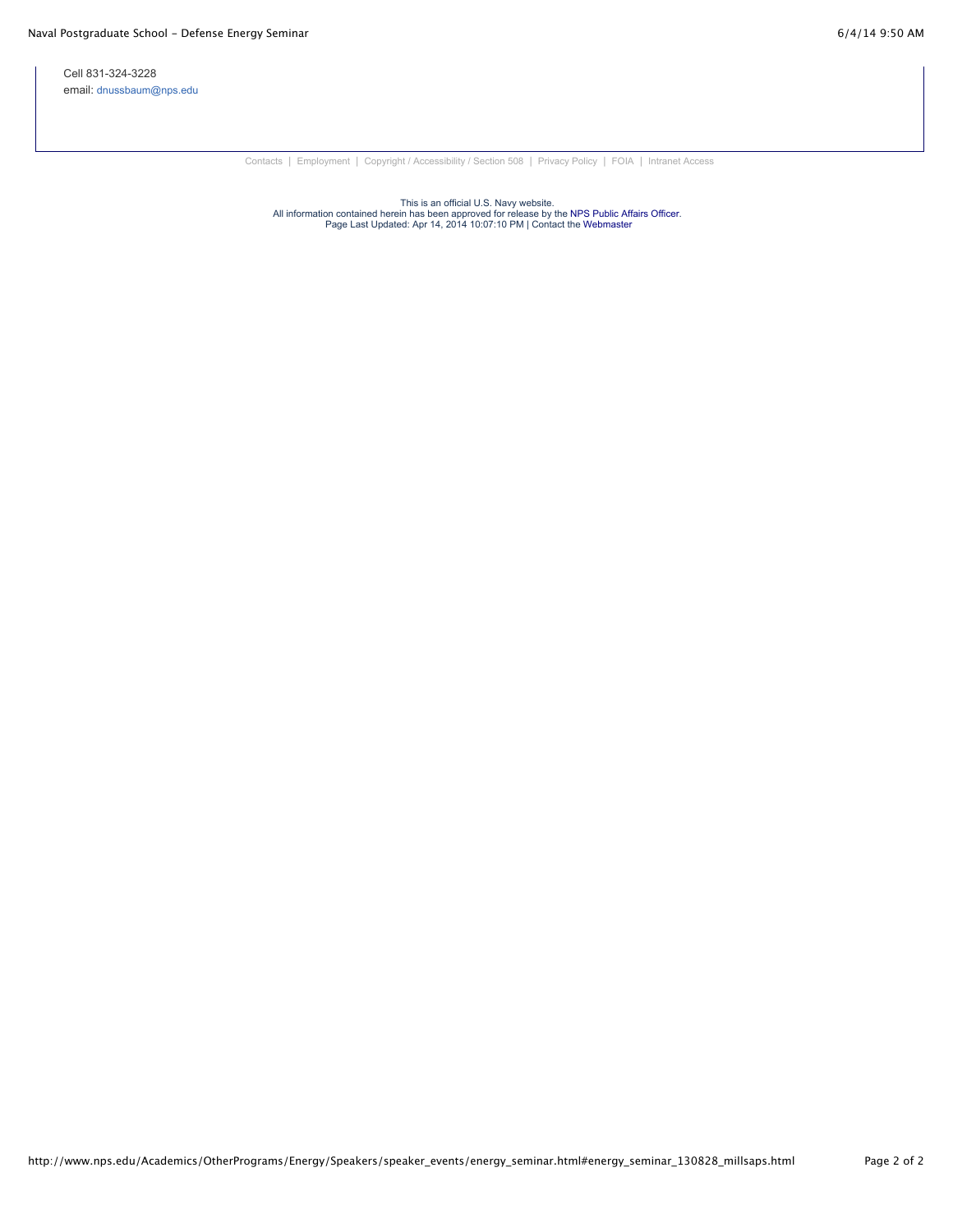Cell 831-324-3228

email: dnussbaum@nps.edu

Contacts | Employment | Copyright / Accessibility / Section 508 | Privacy Policy | FOIA | Intranet Access

This is an official U.S. Navy website.
All information contained herein has been approved for release by the NPS Public Affairs Officer.
Page Last Updated: Apr 14, 2014 10:07:10 PM | Contact the Webmaster